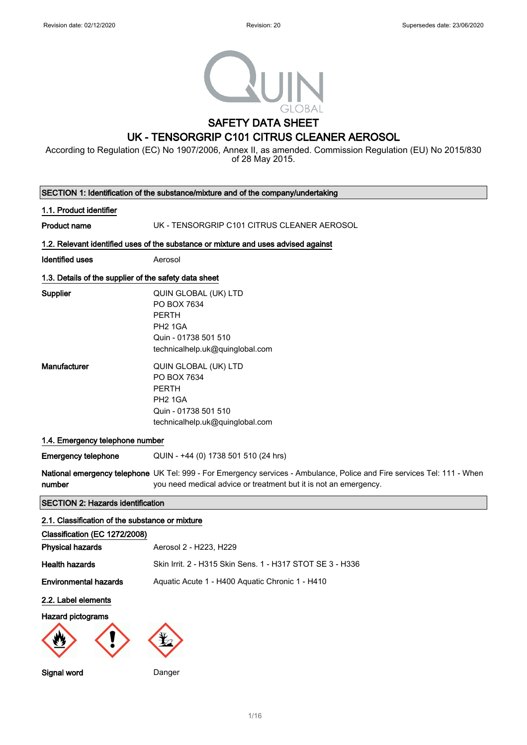Revision date: 02/12/2020 Revision: 20 Supersedes date: 23/06/2020

QUIN GLOBAL

# SAFETY DATA SHEET
# UK - TENSORGRIP C101 CITRUS CLEANER AEROSOL

According to Regulation (EC) No 1907/2006, Annex II, as amended. Commission Regulation (EU) No 2015/830 of 28 May 2015.

## SECTION 1: Identification of the substance/mixture and of the company/undertaking

### 1.1. Product identifier

**Product name** UK - TENSORGRIP C101 CITRUS CLEANER AEROSOL

### 1.2. Relevant identified uses of the substance or mixture and uses advised against

**Identified uses** Aerosol

### 1.3. Details of the supplier of the safety data sheet

**Supplier**
QUIN GLOBAL (UK) LTD
PO BOX 7634
PERTH
PH2 1GA
Quin - 01738 501 510
technicalhelp.uk@quinglobal.com

**Manufacturer**
QUIN GLOBAL (UK) LTD
PO BOX 7634
PERTH
PH2 1GA
Quin - 01738 501 510
technicalhelp.uk@quinglobal.com

### 1.4. Emergency telephone number

**Emergency telephone** QUIN - +44 (0) 1738 501 510 (24 hrs)

**National emergency telephone number** UK Tel: 999 - For Emergency services - Ambulance, Police and Fire services Tel: 111 - When you need medical advice or treatment but it is not an emergency.

## SECTION 2: Hazards identification

### 2.1. Classification of the substance or mixture

**Classification (EC 1272/2008)**

**Physical hazards** Aerosol 2 - H223, H229

**Health hazards** Skin Irrit. 2 - H315 Skin Sens. 1 - H317 STOT SE 3 - H336

**Environmental hazards** Aquatic Acute 1 - H400 Aquatic Chronic 1 - H410

### 2.2. Label elements

**Hazard pictograms**

**Signal word** Danger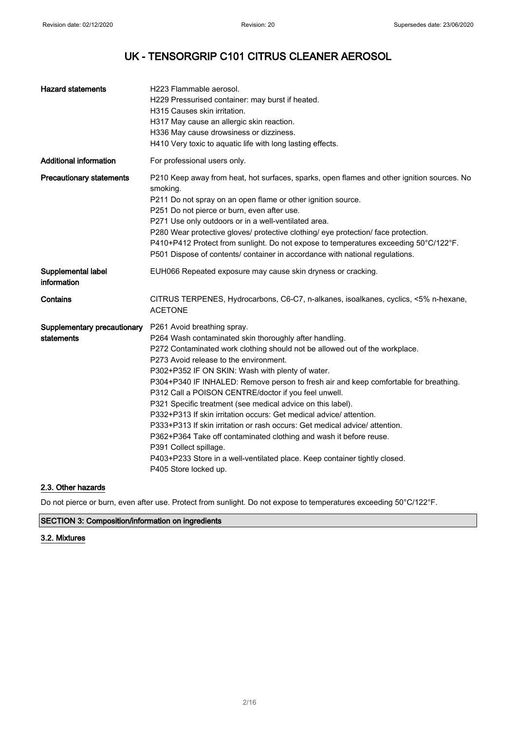| | |
|---|---|
| **Hazard statements** | H223 Flammable aerosol.<br>H229 Pressurised container: may burst if heated.<br>H315 Causes skin irritation.<br>H317 May cause an allergic skin reaction.<br>H336 May cause drowsiness or dizziness.<br>H410 Very toxic to aquatic life with long lasting effects. |
| **Additional information** | For professional users only. |
| **Precautionary statements** | P210 Keep away from heat, hot surfaces, sparks, open flames and other ignition sources. No smoking.<br>P211 Do not spray on an open flame or other ignition source.<br>P251 Do not pierce or burn, even after use.<br>P271 Use only outdoors or in a well-ventilated area.<br>P280 Wear protective gloves/ protective clothing/ eye protection/ face protection.<br>P410+P412 Protect from sunlight. Do not expose to temperatures exceeding 50°C/122°F.<br>P501 Dispose of contents/ container in accordance with national regulations. |
| **Supplemental label information** | EUH066 Repeated exposure may cause skin dryness or cracking. |
| **Contains** | CITRUS TERPENES, Hydrocarbons, C6-C7, n-alkanes, isoalkanes, cyclics, <5% n-hexane, ACETONE |
| **Supplementary precautionary statements** | P261 Avoid breathing spray.<br>P264 Wash contaminated skin thoroughly after handling.<br>P272 Contaminated work clothing should not be allowed out of the workplace.<br>P273 Avoid release to the environment.<br>P302+P352 IF ON SKIN: Wash with plenty of water.<br>P304+P340 IF INHALED: Remove person to fresh air and keep comfortable for breathing.<br>P312 Call a POISON CENTRE/doctor if you feel unwell.<br>P321 Specific treatment (see medical advice on this label).<br>P332+P313 If skin irritation occurs: Get medical advice/ attention.<br>P333+P313 If skin irritation or rash occurs: Get medical advice/ attention.<br>P362+P364 Take off contaminated clothing and wash it before reuse.<br>P391 Collect spillage.<br>P403+P233 Store in a well-ventilated place. Keep container tightly closed.<br>P405 Store locked up. |

### 2.3. Other hazards

Do not pierce or burn, even after use. Protect from sunlight. Do not expose to temperatures exceeding 50°C/122°F.

## SECTION 3: Composition/information on ingredients

### 3.2. Mixtures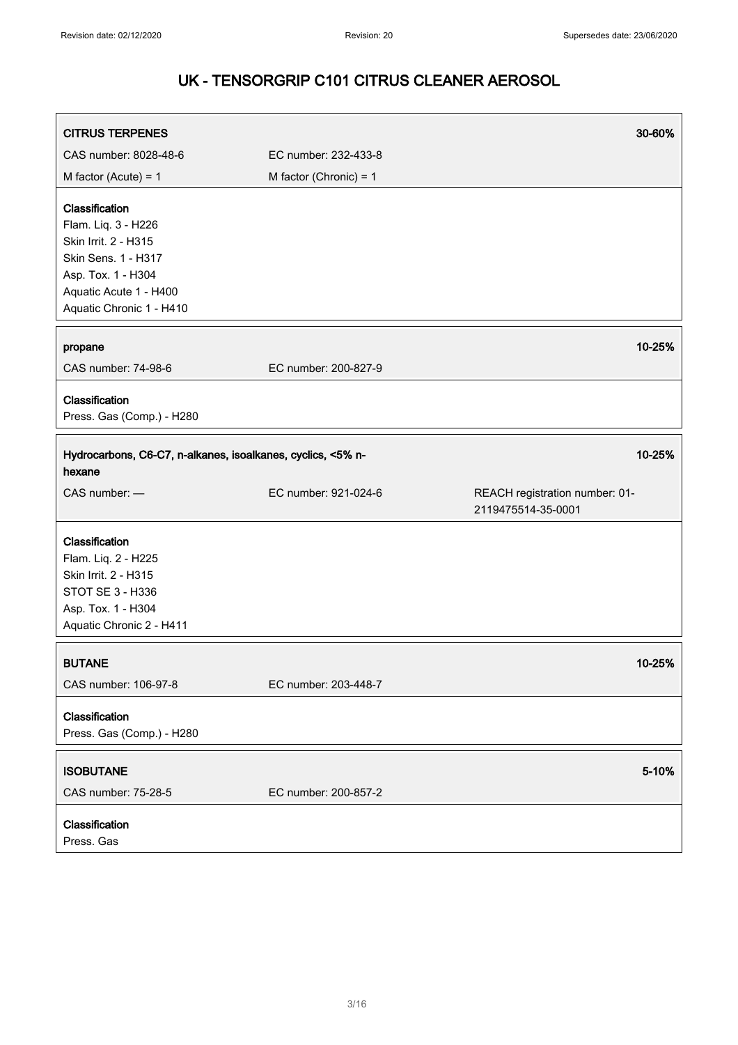# UK - TENSORGRIP C101 CITRUS CLEANER AEROSOL

| **CITRUS TERPENES** | | **30-60%** |
|---|---|---|
| CAS number: 8028-48-6 | EC number: 232-433-8 | |
| M factor (Acute) = 1 | M factor (Chronic) = 1 | |

**Classification**
Flam. Liq. 3 - H226
Skin Irrit. 2 - H315
Skin Sens. 1 - H317
Asp. Tox. 1 - H304
Aquatic Acute 1 - H400
Aquatic Chronic 1 - H410

| **propane** | | **10-25%** |
|---|---|---|
| CAS number: 74-98-6 | EC number: 200-827-9 | |

**Classification**
Press. Gas (Comp.) - H280

| **Hydrocarbons, C6-C7, n-alkanes, isoalkanes, cyclics, <5% n-hexane** | | **10-25%** |
|---|---|---|
| CAS number: — | EC number: 921-024-6 | REACH registration number: 01-2119475514-35-0001 |

**Classification**
Flam. Liq. 2 - H225
Skin Irrit. 2 - H315
STOT SE 3 - H336
Asp. Tox. 1 - H304
Aquatic Chronic 2 - H411

| **BUTANE** | | **10-25%** |
|---|---|---|
| CAS number: 106-97-8 | EC number: 203-448-7 | |

**Classification**
Press. Gas (Comp.) - H280

| **ISOBUTANE** | | **5-10%** |
|---|---|---|
| CAS number: 75-28-5 | EC number: 200-857-2 | |

**Classification**
Press. Gas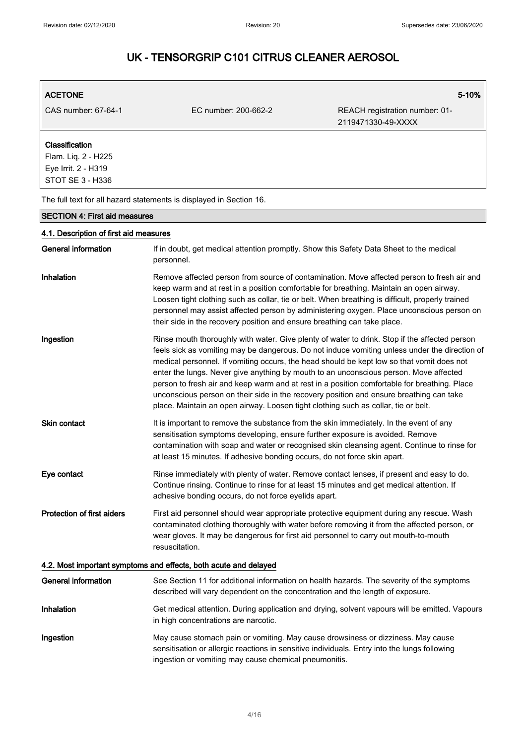# UK - TENSORGRIP C101 CITRUS CLEANER AEROSOL

| **ACETONE** | | **5-10%** |
|---|---|---|
| CAS number: 67-64-1 | EC number: 200-662-2 | REACH registration number: 01-2119471330-49-XXXX |
| **Classification**<br>Flam. Liq. 2 - H225<br>Eye Irrit. 2 - H319<br>STOT SE 3 - H336 | | |

The full text for all hazard statements is displayed in Section 16.

## SECTION 4: First aid measures

### 4.1. Description of first aid measures

**General information**
If in doubt, get medical attention promptly. Show this Safety Data Sheet to the medical personnel.

**Inhalation**
Remove affected person from source of contamination. Move affected person to fresh air and keep warm and at rest in a position comfortable for breathing. Maintain an open airway. Loosen tight clothing such as collar, tie or belt. When breathing is difficult, properly trained personnel may assist affected person by administering oxygen. Place unconscious person on their side in the recovery position and ensure breathing can take place.

**Ingestion**
Rinse mouth thoroughly with water. Give plenty of water to drink. Stop if the affected person feels sick as vomiting may be dangerous. Do not induce vomiting unless under the direction of medical personnel. If vomiting occurs, the head should be kept low so that vomit does not enter the lungs. Never give anything by mouth to an unconscious person. Move affected person to fresh air and keep warm and at rest in a position comfortable for breathing. Place unconscious person on their side in the recovery position and ensure breathing can take place. Maintain an open airway. Loosen tight clothing such as collar, tie or belt.

**Skin contact**
It is important to remove the substance from the skin immediately. In the event of any sensitisation symptoms developing, ensure further exposure is avoided. Remove contamination with soap and water or recognised skin cleansing agent. Continue to rinse for at least 15 minutes. If adhesive bonding occurs, do not force skin apart.

**Eye contact**
Rinse immediately with plenty of water. Remove contact lenses, if present and easy to do. Continue rinsing. Continue to rinse for at least 15 minutes and get medical attention. If adhesive bonding occurs, do not force eyelids apart.

**Protection of first aiders**
First aid personnel should wear appropriate protective equipment during any rescue. Wash contaminated clothing thoroughly with water before removing it from the affected person, or wear gloves. It may be dangerous for first aid personnel to carry out mouth-to-mouth resuscitation.

### 4.2. Most important symptoms and effects, both acute and delayed

**General information**
See Section 11 for additional information on health hazards. The severity of the symptoms described will vary dependent on the concentration and the length of exposure.

**Inhalation**
Get medical attention. During application and drying, solvent vapours will be emitted. Vapours in high concentrations are narcotic.

**Ingestion**
May cause stomach pain or vomiting. May cause drowsiness or dizziness. May cause sensitisation or allergic reactions in sensitive individuals. Entry into the lungs following ingestion or vomiting may cause chemical pneumonitis.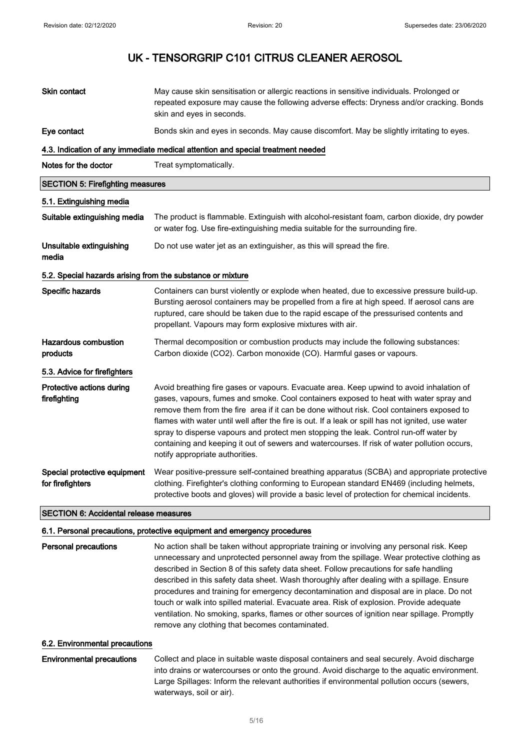| | |
|---|---|
| **Skin contact** | May cause skin sensitisation or allergic reactions in sensitive individuals. Prolonged or repeated exposure may cause the following adverse effects: Dryness and/or cracking. Bonds skin and eyes in seconds. |
| **Eye contact** | Bonds skin and eyes in seconds. May cause discomfort. May be slightly irritating to eyes. |

#### 4.3. Indication of any immediate medical attention and special treatment needed

| | |
|---|---|
| **Notes for the doctor** | Treat symptomatically. |

## SECTION 5: Firefighting measures

#### 5.1. Extinguishing media

| | |
|---|---|
| **Suitable extinguishing media** | The product is flammable. Extinguish with alcohol-resistant foam, carbon dioxide, dry powder or water fog. Use fire-extinguishing media suitable for the surrounding fire. |
| **Unsuitable extinguishing media** | Do not use water jet as an extinguisher, as this will spread the fire. |

#### 5.2. Special hazards arising from the substance or mixture

| | |
|---|---|
| **Specific hazards** | Containers can burst violently or explode when heated, due to excessive pressure build-up. Bursting aerosol containers may be propelled from a fire at high speed. If aerosol cans are ruptured, care should be taken due to the rapid escape of the pressurised contents and propellant. Vapours may form explosive mixtures with air. |
| **Hazardous combustion products** | Thermal decomposition or combustion products may include the following substances: Carbon dioxide ($CO_2$). Carbon monoxide (CO). Harmful gases or vapours. |

#### 5.3. Advice for firefighters

| | |
|---|---|
| **Protective actions during firefighting** | Avoid breathing fire gases or vapours. Evacuate area. Keep upwind to avoid inhalation of gases, vapours, fumes and smoke. Cool containers exposed to heat with water spray and remove them from the fire area if it can be done without risk. Cool containers exposed to flames with water until well after the fire is out. If a leak or spill has not ignited, use water spray to disperse vapours and protect men stopping the leak. Control run-off water by containing and keeping it out of sewers and watercourses. If risk of water pollution occurs, notify appropriate authorities. |
| **Special protective equipment for firefighters** | Wear positive-pressure self-contained breathing apparatus (SCBA) and appropriate protective clothing. Firefighter's clothing conforming to European standard EN469 (including helmets, protective boots and gloves) will provide a basic level of protection for chemical incidents. |

## SECTION 6: Accidental release measures

#### 6.1. Personal precautions, protective equipment and emergency procedures

| | |
|---|---|
| **Personal precautions** | No action shall be taken without appropriate training or involving any personal risk. Keep unnecessary and unprotected personnel away from the spillage. Wear protective clothing as described in Section 8 of this safety data sheet. Follow precautions for safe handling described in this safety data sheet. Wash thoroughly after dealing with a spillage. Ensure procedures and training for emergency decontamination and disposal are in place. Do not touch or walk into spilled material. Evacuate area. Risk of explosion. Provide adequate ventilation. No smoking, sparks, flames or other sources of ignition near spillage. Promptly remove any clothing that becomes contaminated. |

#### 6.2. Environmental precautions

| | |
|---|---|
| **Environmental precautions** | Collect and place in suitable waste disposal containers and seal securely. Avoid discharge into drains or watercourses or onto the ground. Avoid discharge to the aquatic environment. Large Spillages: Inform the relevant authorities if environmental pollution occurs (sewers, waterways, soil or air). |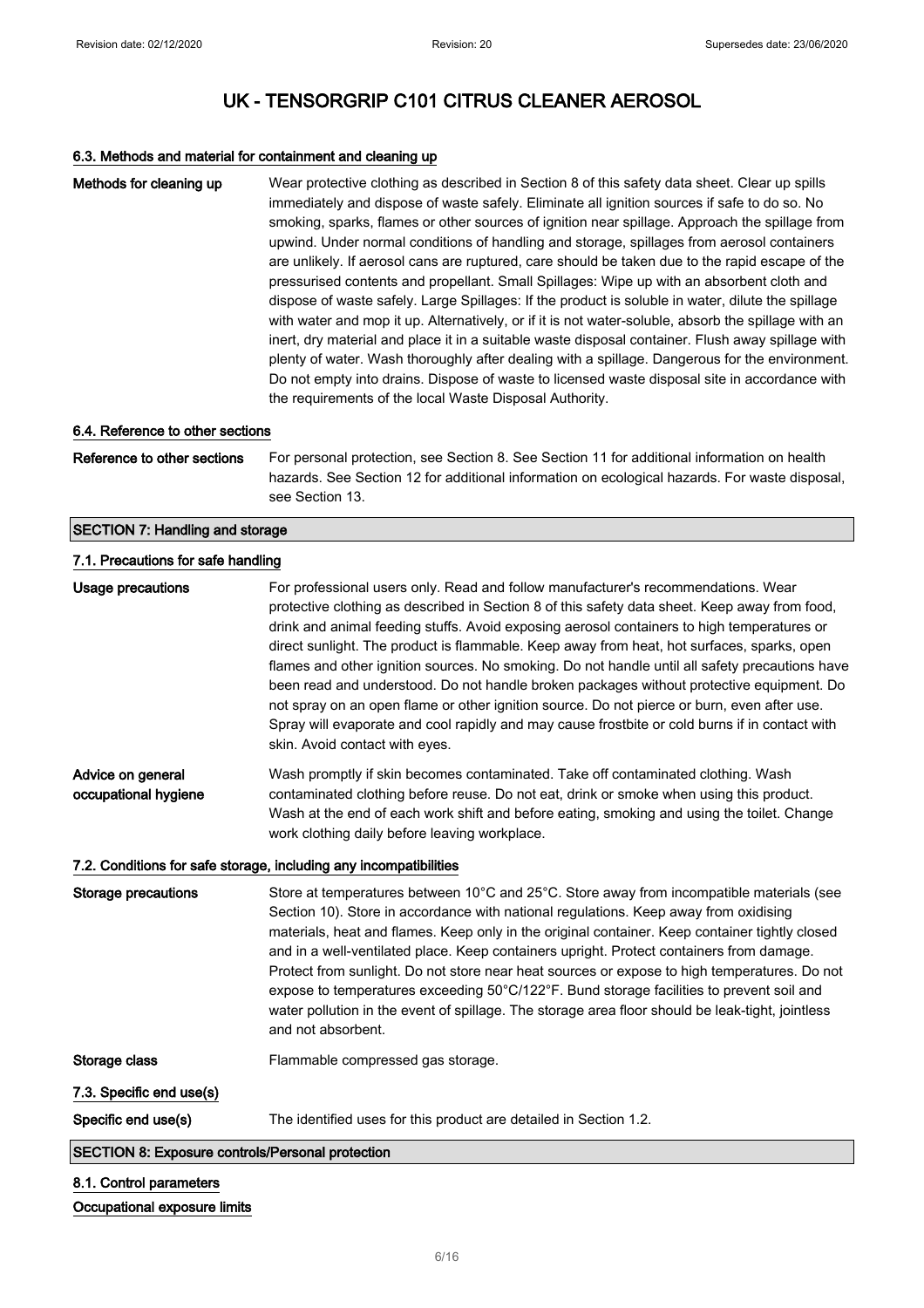# UK - TENSORGRIP C101 CITRUS CLEANER AEROSOL

### 6.3. Methods and material for containment and cleaning up

**Methods for cleaning up**

Wear protective clothing as described in Section 8 of this safety data sheet. Clear up spills immediately and dispose of waste safely. Eliminate all ignition sources if safe to do so. No smoking, sparks, flames or other sources of ignition near spillage. Approach the spillage from upwind. Under normal conditions of handling and storage, spillages from aerosol containers are unlikely. If aerosol cans are ruptured, care should be taken due to the rapid escape of the pressurised contents and propellant. Small Spillages: Wipe up with an absorbent cloth and dispose of waste safely. Large Spillages: If the product is soluble in water, dilute the spillage with water and mop it up. Alternatively, or if it is not water-soluble, absorb the spillage with an inert, dry material and place it in a suitable waste disposal container. Flush away spillage with plenty of water. Wash thoroughly after dealing with a spillage. Dangerous for the environment. Do not empty into drains. Dispose of waste to licensed waste disposal site in accordance with the requirements of the local Waste Disposal Authority.

### 6.4. Reference to other sections

**Reference to other sections**

For personal protection, see Section 8. See Section 11 for additional information on health hazards. See Section 12 for additional information on ecological hazards. For waste disposal, see Section 13.

## SECTION 7: Handling and storage

### 7.1. Precautions for safe handling

**Usage precautions**

For professional users only. Read and follow manufacturer's recommendations. Wear protective clothing as described in Section 8 of this safety data sheet. Keep away from food, drink and animal feeding stuffs. Avoid exposing aerosol containers to high temperatures or direct sunlight. The product is flammable. Keep away from heat, hot surfaces, sparks, open flames and other ignition sources. No smoking. Do not handle until all safety precautions have been read and understood. Do not handle broken packages without protective equipment. Do not spray on an open flame or other ignition source. Do not pierce or burn, even after use. Spray will evaporate and cool rapidly and may cause frostbite or cold burns if in contact with skin. Avoid contact with eyes.

**Advice on general occupational hygiene**

Wash promptly if skin becomes contaminated. Take off contaminated clothing. Wash contaminated clothing before reuse. Do not eat, drink or smoke when using this product. Wash at the end of each work shift and before eating, smoking and using the toilet. Change work clothing daily before leaving workplace.

### 7.2. Conditions for safe storage, including any incompatibilities

**Storage precautions**

Store at temperatures between 10°C and 25°C. Store away from incompatible materials (see Section 10). Store in accordance with national regulations. Keep away from oxidising materials, heat and flames. Keep only in the original container. Keep container tightly closed and in a well-ventilated place. Keep containers upright. Protect containers from damage. Protect from sunlight. Do not store near heat sources or expose to high temperatures. Do not expose to temperatures exceeding 50°C/122°F. Bund storage facilities to prevent soil and water pollution in the event of spillage. The storage area floor should be leak-tight, jointless and not absorbent.

**Storage class**

Flammable compressed gas storage.

### 7.3. Specific end use(s)

**Specific end use(s)**

The identified uses for this product are detailed in Section 1.2.

## SECTION 8: Exposure controls/Personal protection

### 8.1. Control parameters

**Occupational exposure limits**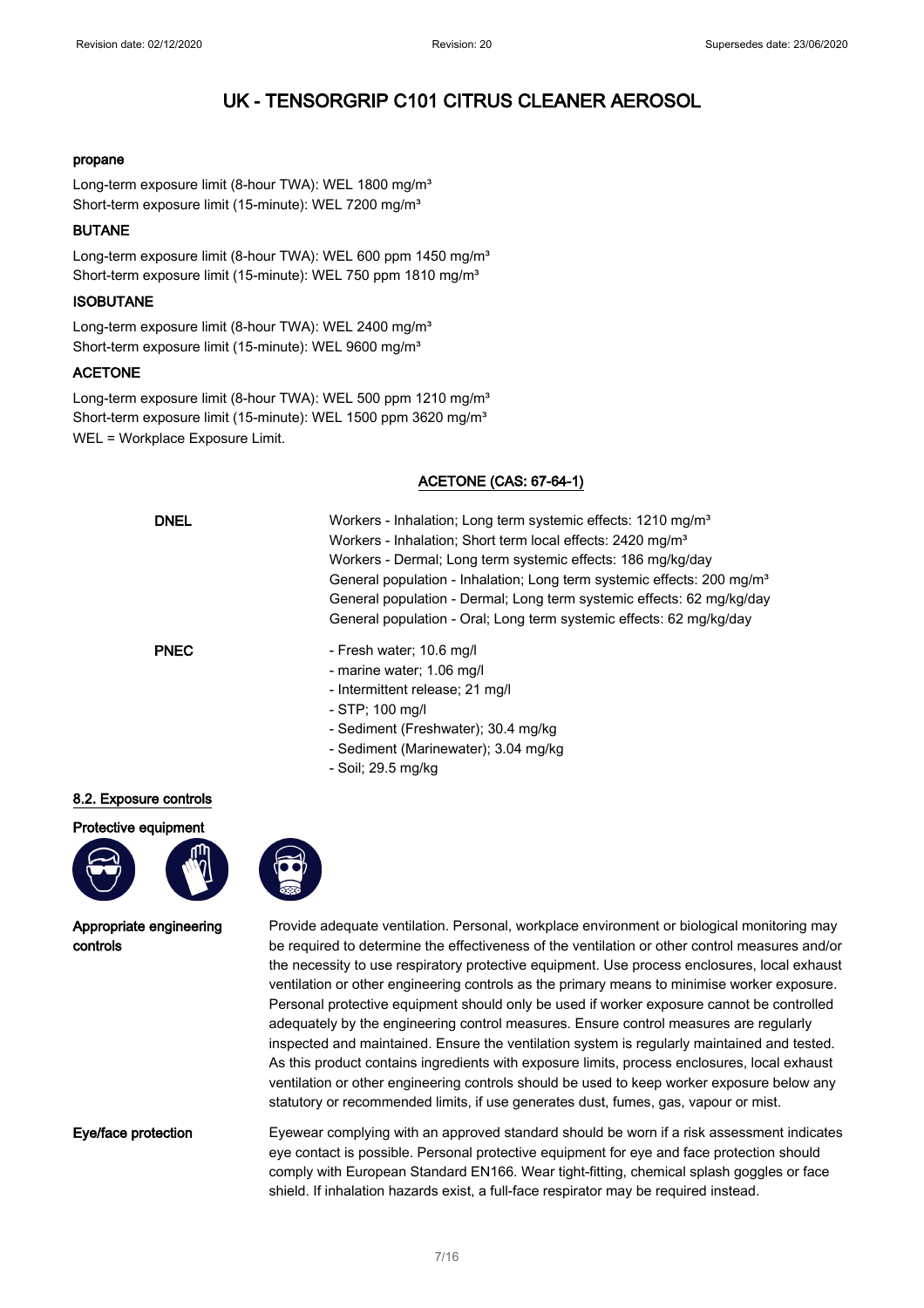# UK - TENSORGRIP C101 CITRUS CLEANER AEROSOL

**propane**

Long-term exposure limit (8-hour TWA): WEL 1800 mg/m³
Short-term exposure limit (15-minute): WEL 7200 mg/m³

**BUTANE**

Long-term exposure limit (8-hour TWA): WEL 600 ppm 1450 mg/m³
Short-term exposure limit (15-minute): WEL 750 ppm 1810 mg/m³

**ISOBUTANE**

Long-term exposure limit (8-hour TWA): WEL 2400 mg/m³
Short-term exposure limit (15-minute): WEL 9600 mg/m³

**ACETONE**

Long-term exposure limit (8-hour TWA): WEL 500 ppm 1210 mg/m³
Short-term exposure limit (15-minute): WEL 1500 ppm 3620 mg/m³
WEL = Workplace Exposure Limit.

**ACETONE (CAS: 67-64-1)**

**DNEL**

Workers - Inhalation; Long term systemic effects: 1210 mg/m³
Workers - Inhalation; Short term local effects: 2420 mg/m³
Workers - Dermal; Long term systemic effects: 186 mg/kg/day
General population - Inhalation; Long term systemic effects: 200 mg/m³
General population - Dermal; Long term systemic effects: 62 mg/kg/day
General population - Oral; Long term systemic effects: 62 mg/kg/day

**PNEC**

- Fresh water; 10.6 mg/l
- marine water; 1.06 mg/l
- Intermittent release; 21 mg/l
- STP; 100 mg/l
- Sediment (Freshwater); 30.4 mg/kg
- Sediment (Marinewater); 3.04 mg/kg
- Soil; 29.5 mg/kg

**8.2. Exposure controls**

**Protective equipment**

**Appropriate engineering controls**

Provide adequate ventilation. Personal, workplace environment or biological monitoring may be required to determine the effectiveness of the ventilation or other control measures and/or the necessity to use respiratory protective equipment. Use process enclosures, local exhaust ventilation or other engineering controls as the primary means to minimise worker exposure. Personal protective equipment should only be used if worker exposure cannot be controlled adequately by the engineering control measures. Ensure control measures are regularly inspected and maintained. Ensure the ventilation system is regularly maintained and tested. As this product contains ingredients with exposure limits, process enclosures, local exhaust ventilation or other engineering controls should be used to keep worker exposure below any statutory or recommended limits, if use generates dust, fumes, gas, vapour or mist.

**Eye/face protection**

Eyewear complying with an approved standard should be worn if a risk assessment indicates eye contact is possible. Personal protective equipment for eye and face protection should comply with European Standard EN166. Wear tight-fitting, chemical splash goggles or face shield. If inhalation hazards exist, a full-face respirator may be required instead.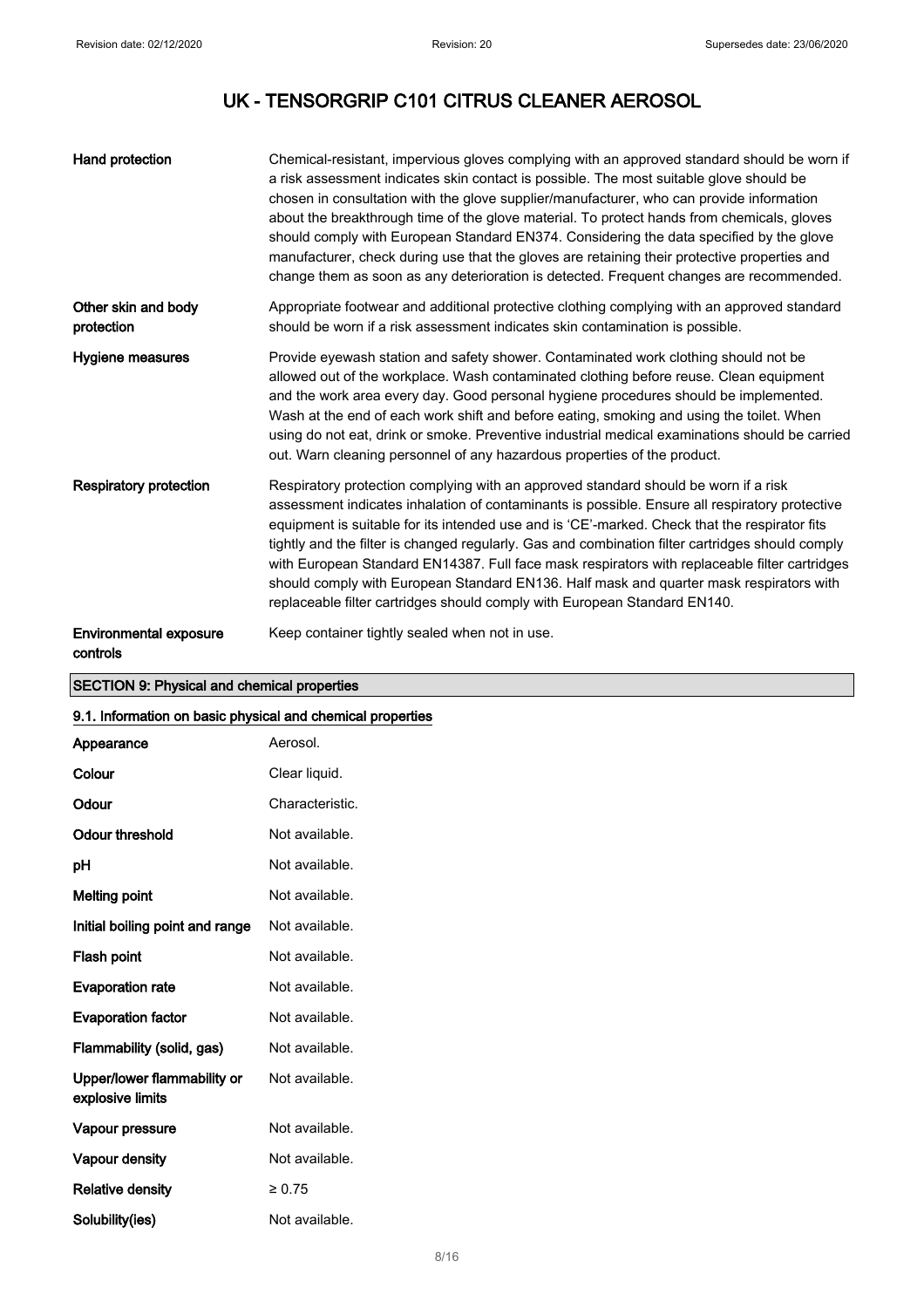| | |
|---|---|
| **Hand protection** | Chemical-resistant, impervious gloves complying with an approved standard should be worn if a risk assessment indicates skin contact is possible. The most suitable glove should be chosen in consultation with the glove supplier/manufacturer, who can provide information about the breakthrough time of the glove material. To protect hands from chemicals, gloves should comply with European Standard EN374. Considering the data specified by the glove manufacturer, check during use that the gloves are retaining their protective properties and change them as soon as any deterioration is detected. Frequent changes are recommended. |
| **Other skin and body protection** | Appropriate footwear and additional protective clothing complying with an approved standard should be worn if a risk assessment indicates skin contamination is possible. |
| **Hygiene measures** | Provide eyewash station and safety shower. Contaminated work clothing should not be allowed out of the workplace. Wash contaminated clothing before reuse. Clean equipment and the work area every day. Good personal hygiene procedures should be implemented. Wash at the end of each work shift and before eating, smoking and using the toilet. When using do not eat, drink or smoke. Preventive industrial medical examinations should be carried out. Warn cleaning personnel of any hazardous properties of the product. |
| **Respiratory protection** | Respiratory protection complying with an approved standard should be worn if a risk assessment indicates inhalation of contaminants is possible. Ensure all respiratory protective equipment is suitable for its intended use and is 'CE'-marked. Check that the respirator fits tightly and the filter is changed regularly. Gas and combination filter cartridges should comply with European Standard EN14387. Full face mask respirators with replaceable filter cartridges should comply with European Standard EN136. Half mask and quarter mask respirators with replaceable filter cartridges should comply with European Standard EN140. |
| **Environmental exposure controls** | Keep container tightly sealed when not in use. |

## SECTION 9: Physical and chemical properties

### 9.1. Information on basic physical and chemical properties

| | |
|---|---|
| **Appearance** | Aerosol. |
| **Colour** | Clear liquid. |
| **Odour** | Characteristic. |
| **Odour threshold** | Not available. |
| **pH** | Not available. |
| **Melting point** | Not available. |
| **Initial boiling point and range** | Not available. |
| **Flash point** | Not available. |
| **Evaporation rate** | Not available. |
| **Evaporation factor** | Not available. |
| **Flammability (solid, gas)** | Not available. |
| **Upper/lower flammability or explosive limits** | Not available. |
| **Vapour pressure** | Not available. |
| **Vapour density** | Not available. |
| **Relative density** | ≥ 0.75 |
| **Solubility(ies)** | Not available. |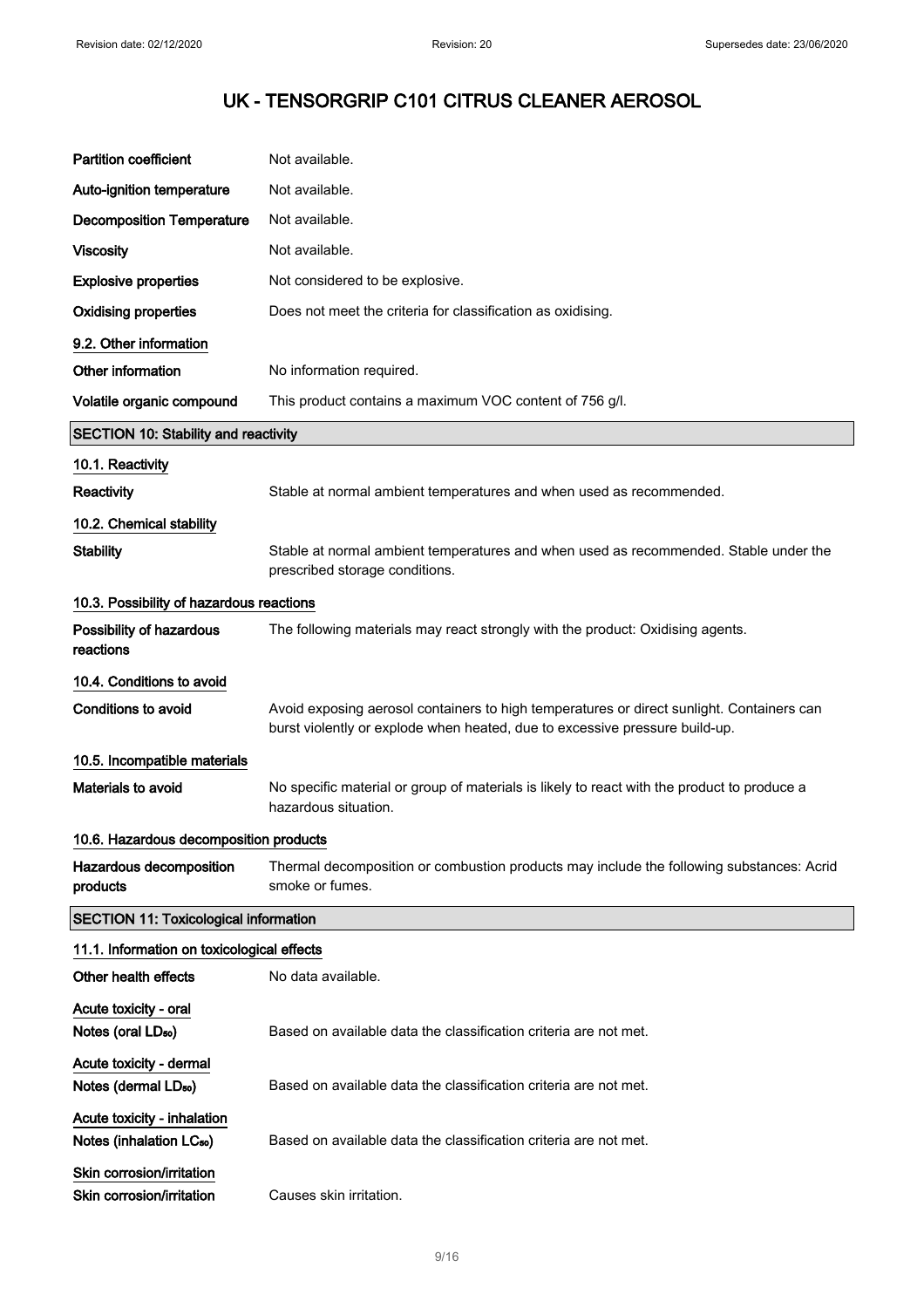| | |
|---|---|
| **Partition coefficient** | Not available. |
| **Auto-ignition temperature** | Not available. |
| **Decomposition Temperature** | Not available. |
| **Viscosity** | Not available. |
| **Explosive properties** | Not considered to be explosive. |
| **Oxidising properties** | Does not meet the criteria for classification as oxidising. |

### 9.2. Other information

| | |
|---|---|
| **Other information** | No information required. |
| **Volatile organic compound** | This product contains a maximum VOC content of 756 g/l. |

## SECTION 10: Stability and reactivity

### 10.1. Reactivity

| | |
|---|---|
| **Reactivity** | Stable at normal ambient temperatures and when used as recommended. |

### 10.2. Chemical stability

| | |
|---|---|
| **Stability** | Stable at normal ambient temperatures and when used as recommended. Stable under the prescribed storage conditions. |

### 10.3. Possibility of hazardous reactions

| | |
|---|---|
| **Possibility of hazardous reactions** | The following materials may react strongly with the product: Oxidising agents. |

### 10.4. Conditions to avoid

| | |
|---|---|
| **Conditions to avoid** | Avoid exposing aerosol containers to high temperatures or direct sunlight. Containers can burst violently or explode when heated, due to excessive pressure build-up. |

### 10.5. Incompatible materials

| | |
|---|---|
| **Materials to avoid** | No specific material or group of materials is likely to react with the product to produce a hazardous situation. |

### 10.6. Hazardous decomposition products

| | |
|---|---|
| **Hazardous decomposition products** | Thermal decomposition or combustion products may include the following substances: Acrid smoke or fumes. |

## SECTION 11: Toxicological information

### 11.1. Information on toxicological effects

| | |
|---|---|
| **Other health effects** | No data available. |

**Acute toxicity - oral**

| | |
|---|---|
| **Notes (oral $LD_{50}$)** | Based on available data the classification criteria are not met. |

**Acute toxicity - dermal**

| | |
|---|---|
| **Notes (dermal $LD_{50}$)** | Based on available data the classification criteria are not met. |

**Acute toxicity - inhalation**

| | |
|---|---|
| **Notes (inhalation $LC_{50}$)** | Based on available data the classification criteria are not met. |

**Skin corrosion/irritation**

| | |
|---|---|
| **Skin corrosion/irritation** | Causes skin irritation. |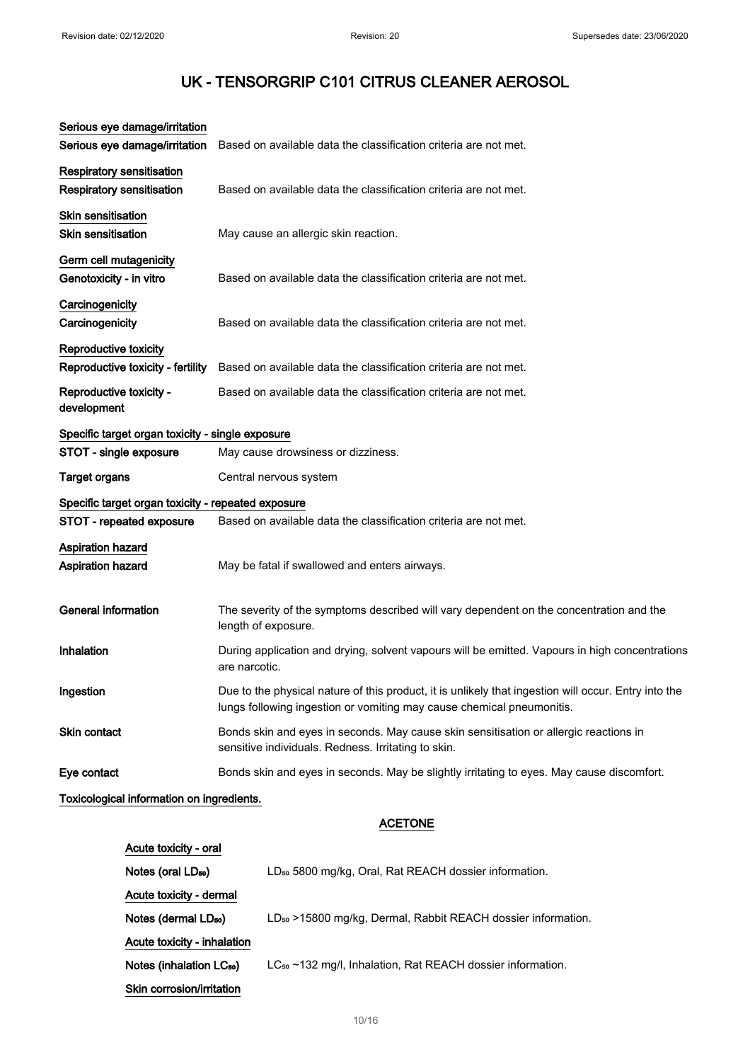# UK - TENSORGRIP C101 CITRUS CLEANER AEROSOL

**Serious eye damage/irritation**

**Serious eye damage/irritation** Based on available data the classification criteria are not met.

**Respiratory sensitisation**

**Respiratory sensitisation** Based on available data the classification criteria are not met.

**Skin sensitisation**

**Skin sensitisation** May cause an allergic skin reaction.

**Germ cell mutagenicity**

**Genotoxicity - in vitro** Based on available data the classification criteria are not met.

**Carcinogenicity**

**Carcinogenicity** Based on available data the classification criteria are not met.

**Reproductive toxicity**

**Reproductive toxicity - fertility** Based on available data the classification criteria are not met.

**Reproductive toxicity - development** Based on available data the classification criteria are not met.

**Specific target organ toxicity - single exposure**

**STOT - single exposure** May cause drowsiness or dizziness.

**Target organs** Central nervous system

**Specific target organ toxicity - repeated exposure**

**STOT - repeated exposure** Based on available data the classification criteria are not met.

**Aspiration hazard**

**Aspiration hazard** May be fatal if swallowed and enters airways.

**General information** The severity of the symptoms described will vary dependent on the concentration and the length of exposure.

**Inhalation** During application and drying, solvent vapours will be emitted. Vapours in high concentrations are narcotic.

**Ingestion** Due to the physical nature of this product, it is unlikely that ingestion will occur. Entry into the lungs following ingestion or vomiting may cause chemical pneumonitis.

**Skin contact** Bonds skin and eyes in seconds. May cause skin sensitisation or allergic reactions in sensitive individuals. Redness. Irritating to skin.

**Eye contact** Bonds skin and eyes in seconds. May be slightly irritating to eyes. May cause discomfort.

**Toxicological information on ingredients.**

## ACETONE

**Acute toxicity - oral**

**Notes (oral $LD_{50}$)** $LD_{50}$ 5800 mg/kg, Oral, Rat REACH dossier information.

**Acute toxicity - dermal**

**Notes (dermal $LD_{50}$)** $LD_{50}$ >15800 mg/kg, Dermal, Rabbit REACH dossier information.

**Acute toxicity - inhalation**

**Notes (inhalation $LC_{50}$)** $LC_{50}$ ~132 mg/l, Inhalation, Rat REACH dossier information.

**Skin corrosion/irritation**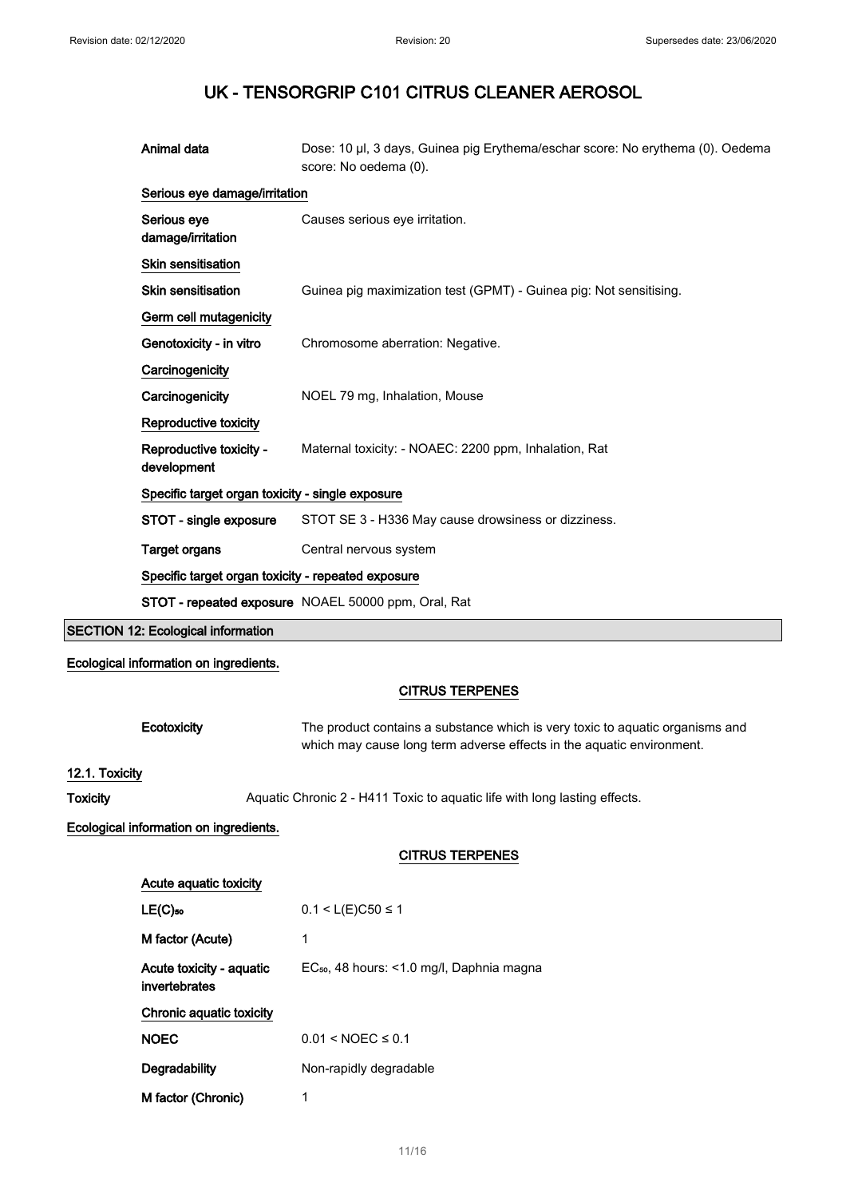| | |
|---|---|
| **Animal data** | Dose: 10 µl, 3 days, Guinea pig Erythema/eschar score: No erythema (0). Oedema score: No oedema (0). |

**Serious eye damage/irritation**

| | |
|---|---|
| **Serious eye damage/irritation** | Causes serious eye irritation. |

**Skin sensitisation**

| | |
|---|---|
| **Skin sensitisation** | Guinea pig maximization test (GPMT) - Guinea pig: Not sensitising. |

**Germ cell mutagenicity**

| | |
|---|---|
| **Genotoxicity - in vitro** | Chromosome aberration: Negative. |

**Carcinogenicity**

| | |
|---|---|
| **Carcinogenicity** | NOEL 79 mg, Inhalation, Mouse |

**Reproductive toxicity**

| | |
|---|---|
| **Reproductive toxicity - development** | Maternal toxicity: - NOAEC: 2200 ppm, Inhalation, Rat |

**Specific target organ toxicity - single exposure**

| | |
|---|---|
| **STOT - single exposure** | STOT SE 3 - H336 May cause drowsiness or dizziness. |
| **Target organs** | Central nervous system |

**Specific target organ toxicity - repeated exposure**

| | |
|---|---|
| **STOT - repeated exposure** | NOAEL 50000 ppm, Oral, Rat |

## SECTION 12: Ecological information

**Ecological information on ingredients.**

**CITRUS TERPENES**

| | |
|---|---|
| **Ecotoxicity** | The product contains a substance which is very toxic to aquatic organisms and which may cause long term adverse effects in the aquatic environment. |

### 12.1. Toxicity

| | |
|---|---|
| **Toxicity** | Aquatic Chronic 2 - H411 Toxic to aquatic life with long lasting effects. |

**Ecological information on ingredients.**

**CITRUS TERPENES**

**Acute aquatic toxicity**

| | |
|---|---|
| **$LE(C)_{50}$** | $0.1 < L(E)C50 \leq 1$ |
| **M factor (Acute)** | 1 |
| **Acute toxicity - aquatic invertebrates** | $EC_{50}$, 48 hours: <1.0 mg/l, Daphnia magna |

**Chronic aquatic toxicity**

| | |
|---|---|
| **NOEC** | $0.01 < NOEC \leq 0.1$ |
| **Degradability** | Non-rapidly degradable |
| **M factor (Chronic)** | 1 |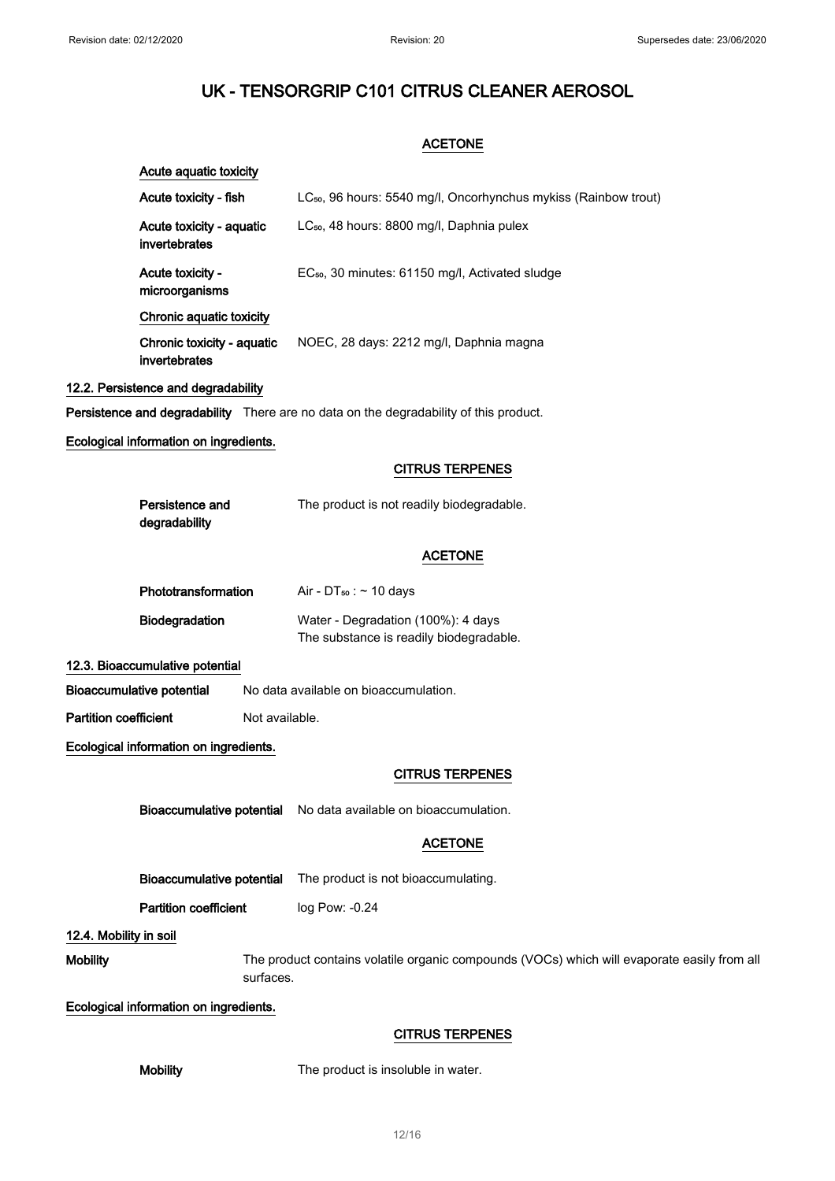# UK - TENSORGRIP C101 CITRUS CLEANER AEROSOL

### ACETONE

**Acute aquatic toxicity**

| | |
|---|---|
| **Acute toxicity - fish** | $LC_{50}$, 96 hours: 5540 mg/l, Oncorhynchus mykiss (Rainbow trout) |
| **Acute toxicity - aquatic invertebrates** | $LC_{50}$, 48 hours: 8800 mg/l, Daphnia pulex |
| **Acute toxicity - microorganisms** | $EC_{50}$, 30 minutes: 61150 mg/l, Activated sludge |

**Chronic aquatic toxicity**

| | |
|---|---|
| **Chronic toxicity - aquatic invertebrates** | NOEC, 28 days: 2212 mg/l, Daphnia magna |

## 12.2. Persistence and degradability

**Persistence and degradability** There are no data on the degradability of this product.

**Ecological information on ingredients.**

### CITRUS TERPENES

**Persistence and degradability** The product is not readily biodegradable.

### ACETONE

**Phototransformation** Air - $DT_{50}$ : ~ 10 days

**Biodegradation** Water - Degradation (100%): 4 days
The substance is readily biodegradable.

## 12.3. Bioaccumulative potential

**Bioaccumulative potential** No data available on bioaccumulation.

**Partition coefficient** Not available.

**Ecological information on ingredients.**

### CITRUS TERPENES

**Bioaccumulative potential** No data available on bioaccumulation.

### ACETONE

**Bioaccumulative potential** The product is not bioaccumulating.

**Partition coefficient** log Pow: -0.24

## 12.4. Mobility in soil

**Mobility** The product contains volatile organic compounds (VOCs) which will evaporate easily from all surfaces.

**Ecological information on ingredients.**

### CITRUS TERPENES

**Mobility** The product is insoluble in water.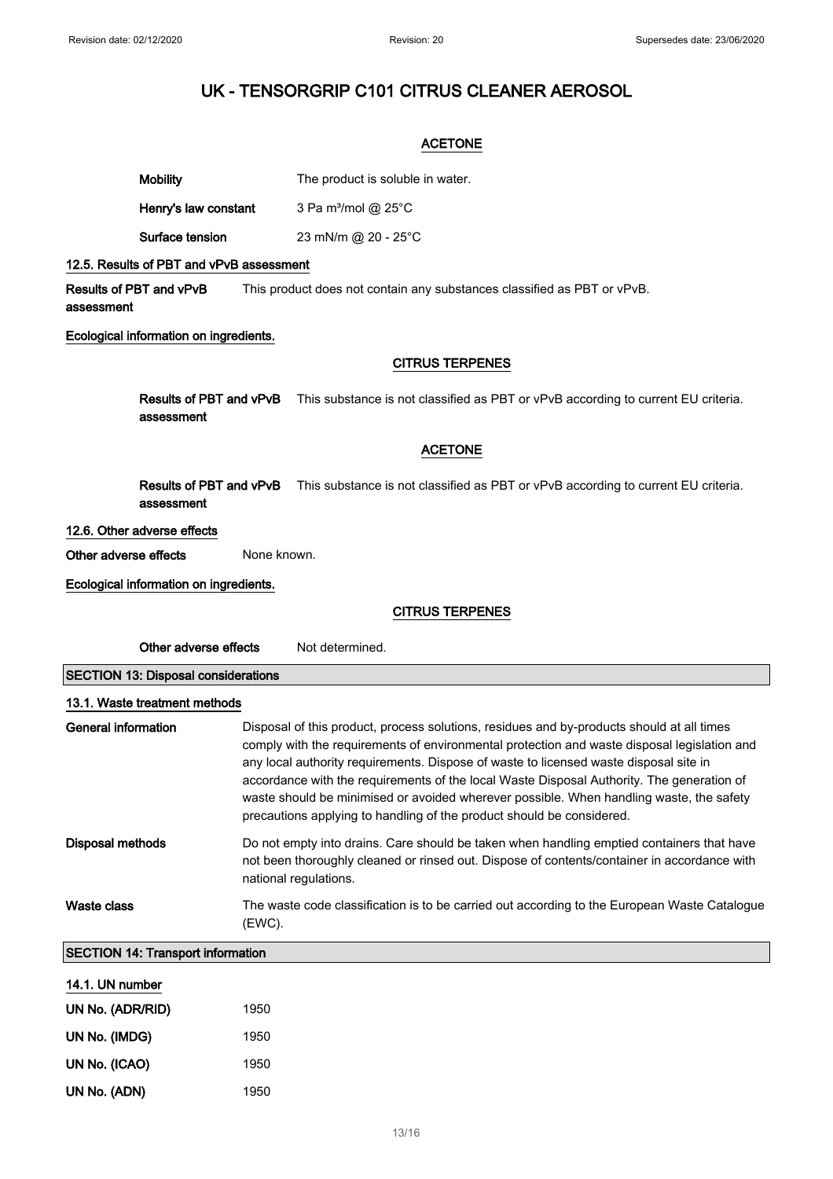# UK - TENSORGRIP C101 CITRUS CLEANER AEROSOL

### ACETONE

**Mobility** The product is soluble in water.

**Henry's law constant** 3 Pa m³/mol @ 25°C

**Surface tension** 23 mN/m @ 20 - 25°C

**12.5. Results of PBT and vPvB assessment**

**Results of PBT and vPvB assessment** This product does not contain any substances classified as PBT or vPvB.

**Ecological information on ingredients.**

### CITRUS TERPENES

**Results of PBT and vPvB assessment** This substance is not classified as PBT or vPvB according to current EU criteria.

### ACETONE

**Results of PBT and vPvB assessment** This substance is not classified as PBT or vPvB according to current EU criteria.

**12.6. Other adverse effects**

**Other adverse effects** None known.

**Ecological information on ingredients.**

### CITRUS TERPENES

**Other adverse effects** Not determined.

## SECTION 13: Disposal considerations

**13.1. Waste treatment methods**

**General information** Disposal of this product, process solutions, residues and by-products should at all times comply with the requirements of environmental protection and waste disposal legislation and any local authority requirements. Dispose of waste to licensed waste disposal site in accordance with the requirements of the local Waste Disposal Authority. The generation of waste should be minimised or avoided wherever possible. When handling waste, the safety precautions applying to handling of the product should be considered.

**Disposal methods** Do not empty into drains. Care should be taken when handling emptied containers that have not been thoroughly cleaned or rinsed out. Dispose of contents/container in accordance with national regulations.

**Waste class** The waste code classification is to be carried out according to the European Waste Catalogue (EWC).

## SECTION 14: Transport information

**14.1. UN number**

**UN No. (ADR/RID)** 1950

**UN No. (IMDG)** 1950

**UN No. (ICAO)** 1950

**UN No. (ADN)** 1950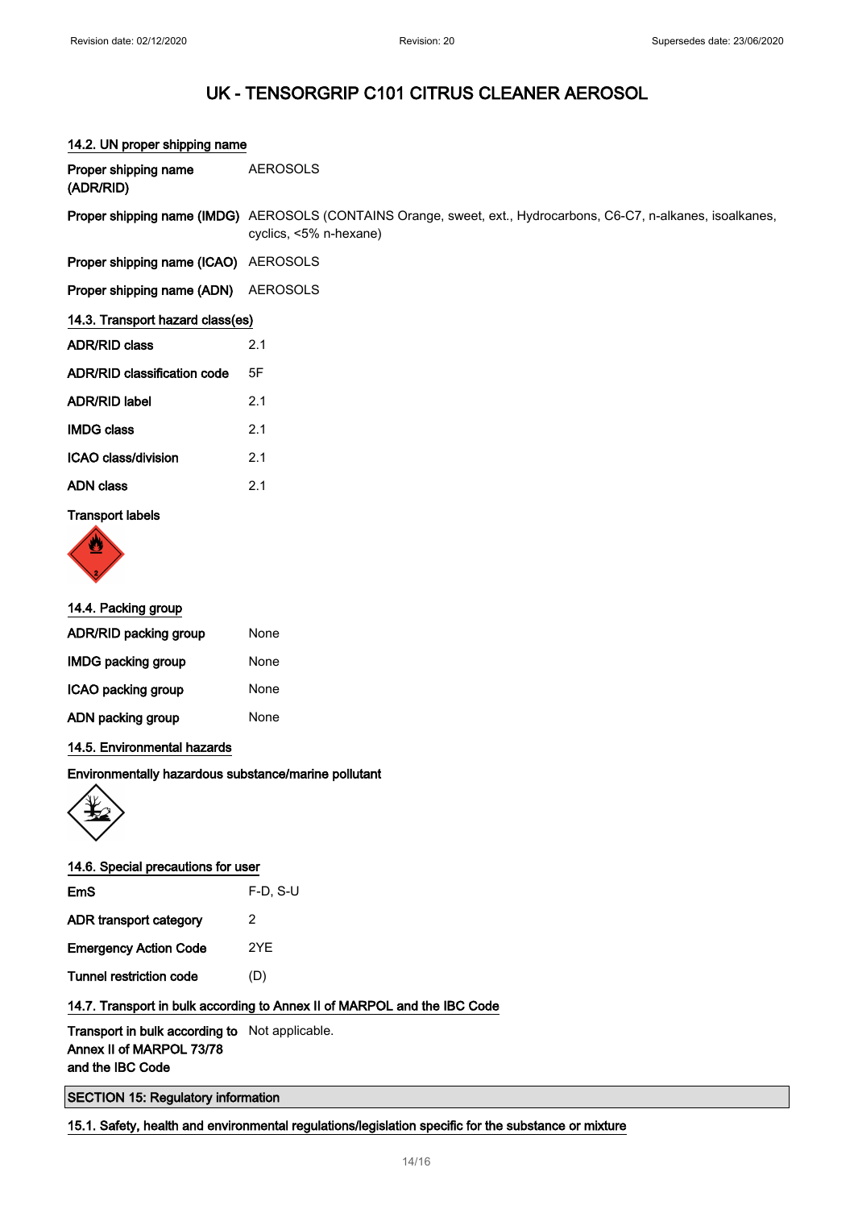# UK - TENSORGRIP C101 CITRUS CLEANER AEROSOL

### 14.2. UN proper shipping name

| | |
|---|---|
| **Proper shipping name (ADR/RID)** | AEROSOLS |
| **Proper shipping name (IMDG)** | AEROSOLS (CONTAINS Orange, sweet, ext., Hydrocarbons, C6-C7, n-alkanes, isoalkanes, cyclics, <5% n-hexane) |
| **Proper shipping name (ICAO)** | AEROSOLS |
| **Proper shipping name (ADN)** | AEROSOLS |

### 14.3. Transport hazard class(es)

| | |
|---|---|
| **ADR/RID class** | 2.1 |
| **ADR/RID classification code** | 5F |
| **ADR/RID label** | 2.1 |
| **IMDG class** | 2.1 |
| **ICAO class/division** | 2.1 |
| **ADN class** | 2.1 |

**Transport labels**

### 14.4. Packing group

| | |
|---|---|
| **ADR/RID packing group** | None |
| **IMDG packing group** | None |
| **ICAO packing group** | None |
| **ADN packing group** | None |

### 14.5. Environmental hazards

**Environmentally hazardous substance/marine pollutant**

### 14.6. Special precautions for user

| | |
|---|---|
| **EmS** | F-D, S-U |
| **ADR transport category** | 2 |
| **Emergency Action Code** | 2YE |
| **Tunnel restriction code** | (D) |

### 14.7. Transport in bulk according to Annex II of MARPOL and the IBC Code

| | |
|---|---|
| **Transport in bulk according to Annex II of MARPOL 73/78 and the IBC Code** | Not applicable. |

## SECTION 15: Regulatory information

### 15.1. Safety, health and environmental regulations/legislation specific for the substance or mixture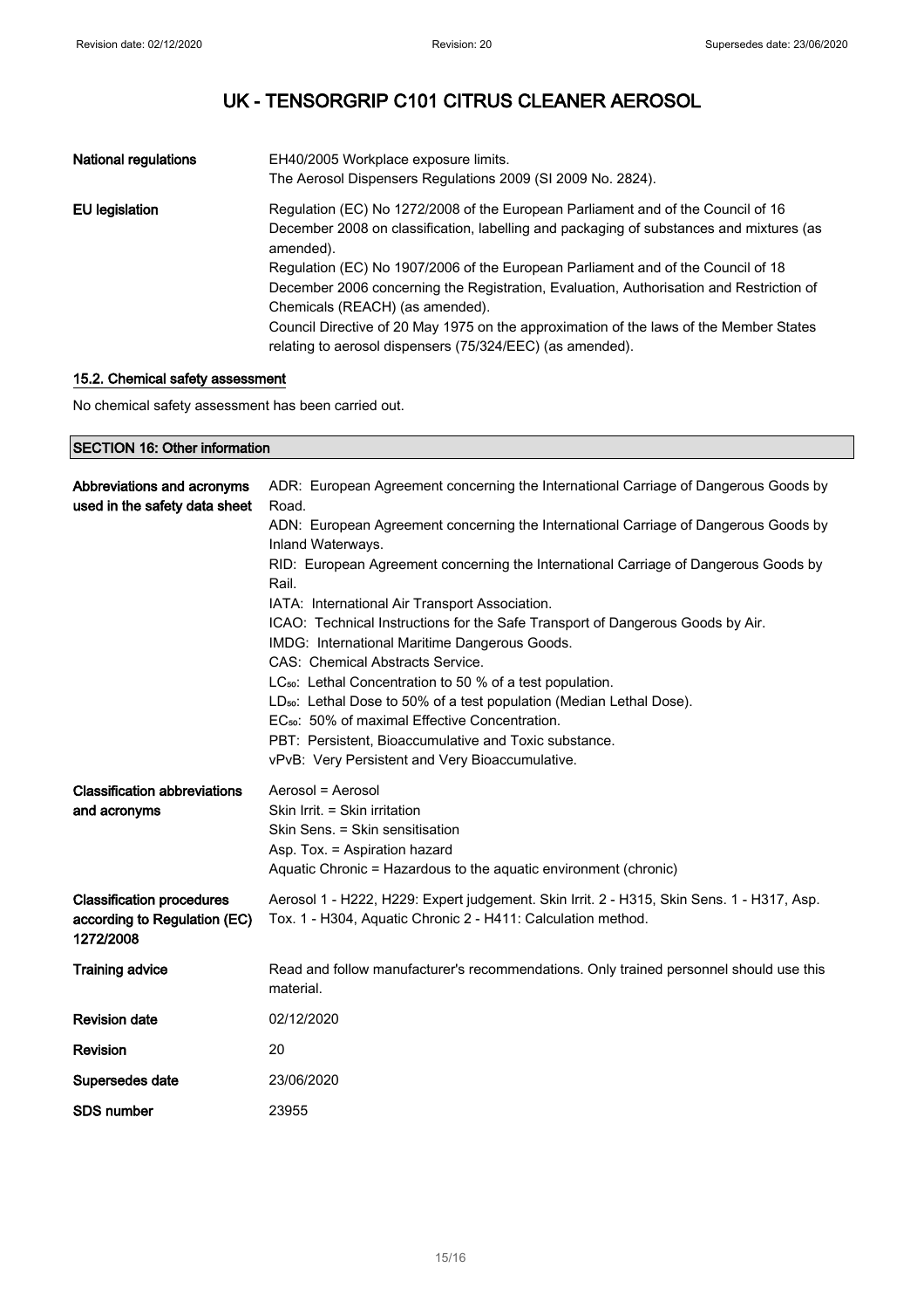| | |
|---|---|
| **National regulations** | EH40/2005 Workplace exposure limits.<br>The Aerosol Dispensers Regulations 2009 (SI 2009 No. 2824). |
| **EU legislation** | Regulation (EC) No 1272/2008 of the European Parliament and of the Council of 16 December 2008 on classification, labelling and packaging of substances and mixtures (as amended).<br>Regulation (EC) No 1907/2006 of the European Parliament and of the Council of 18 December 2006 concerning the Registration, Evaluation, Authorisation and Restriction of Chemicals (REACH) (as amended).<br>Council Directive of 20 May 1975 on the approximation of the laws of the Member States relating to aerosol dispensers (75/324/EEC) (as amended). |

### 15.2. Chemical safety assessment

No chemical safety assessment has been carried out.

## SECTION 16: Other information

| | |
|---|---|
| **Abbreviations and acronyms used in the safety data sheet** | ADR: European Agreement concerning the International Carriage of Dangerous Goods by Road.<br>ADN: European Agreement concerning the International Carriage of Dangerous Goods by Inland Waterways.<br>RID: European Agreement concerning the International Carriage of Dangerous Goods by Rail.<br>IATA: International Air Transport Association.<br>ICAO: Technical Instructions for the Safe Transport of Dangerous Goods by Air.<br>IMDG: International Maritime Dangerous Goods.<br>CAS: Chemical Abstracts Service.<br>$LC_{50}$: Lethal Concentration to 50 % of a test population.<br>$LD_{50}$: Lethal Dose to 50% of a test population (Median Lethal Dose).<br>$EC_{50}$: 50% of maximal Effective Concentration.<br>PBT: Persistent, Bioaccumulative and Toxic substance.<br>vPvB: Very Persistent and Very Bioaccumulative. |
| **Classification abbreviations and acronyms** | Aerosol = Aerosol<br>Skin Irrit. = Skin irritation<br>Skin Sens. = Skin sensitisation<br>Asp. Tox. = Aspiration hazard<br>Aquatic Chronic = Hazardous to the aquatic environment (chronic) |
| **Classification procedures according to Regulation (EC) 1272/2008** | Aerosol 1 - H222, H229: Expert judgement. Skin Irrit. 2 - H315, Skin Sens. 1 - H317, Asp. Tox. 1 - H304, Aquatic Chronic 2 - H411: Calculation method. |
| **Training advice** | Read and follow manufacturer's recommendations. Only trained personnel should use this material. |
| **Revision date** | 02/12/2020 |
| **Revision** | 20 |
| **Supersedes date** | 23/06/2020 |
| **SDS number** | 23955 |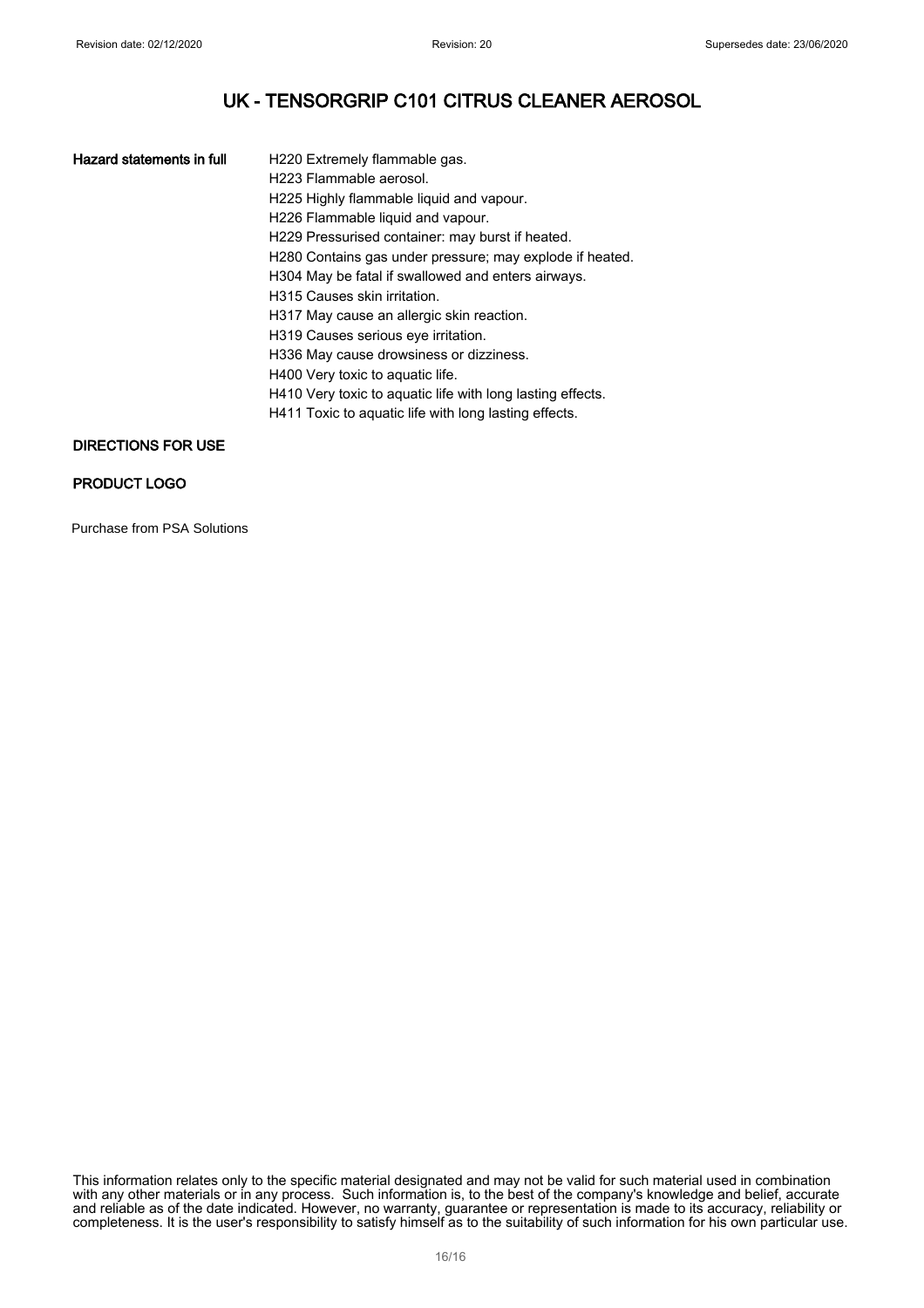# UK - TENSORGRIP C101 CITRUS CLEANER AEROSOL

**Hazard statements in full**

H220 Extremely flammable gas.
H223 Flammable aerosol.
H225 Highly flammable liquid and vapour.
H226 Flammable liquid and vapour.
H229 Pressurised container: may burst if heated.
H280 Contains gas under pressure; may explode if heated.
H304 May be fatal if swallowed and enters airways.
H315 Causes skin irritation.
H317 May cause an allergic skin reaction.
H319 Causes serious eye irritation.
H336 May cause drowsiness or dizziness.
H400 Very toxic to aquatic life.
H410 Very toxic to aquatic life with long lasting effects.
H411 Toxic to aquatic life with long lasting effects.

## DIRECTIONS FOR USE

## PRODUCT LOGO

Purchase from PSA Solutions

This information relates only to the specific material designated and may not be valid for such material used in combination with any other materials or in any process. Such information is, to the best of the company's knowledge and belief, accurate and reliable as of the date indicated. However, no warranty, guarantee or representation is made to its accuracy, reliability or completeness. It is the user's responsibility to satisfy himself as to the suitability of such information for his own particular use.